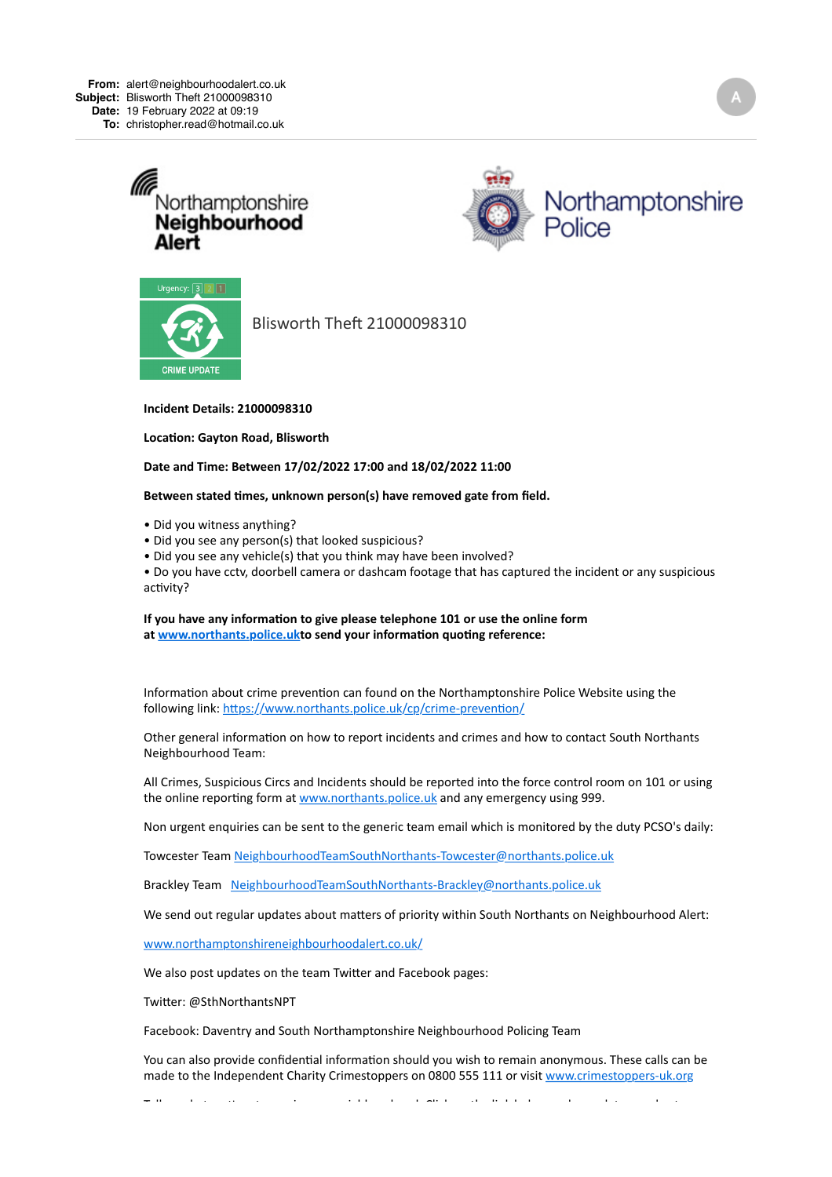**From:** alert@neighbourhoodalert.co.uk
**Subject:** Blisworth Theft 21000098310
**Date:** 19 February 2022 at 09:19
**To:** christopher.read@hotmail.co.uk

Northamptonshire Neighbourhood Alert

Northamptonshire Police

Urgency: 3 2 1

CRIME UPDATE

Blisworth Theft 21000098310

**Incident Details: 21000098310**

**Location: Gayton Road, Blisworth**

**Date and Time: Between 17/02/2022 17:00 and 18/02/2022 11:00**

**Between stated times, unknown person(s) have removed gate from field.**

- Did you witness anything?
- Did you see any person(s) that looked suspicious?
- Did you see any vehicle(s) that you think may have been involved?
- Do you have cctv, doorbell camera or dashcam footage that has captured the incident or any suspicious activity?

**If you have any information to give please telephone 101 or use the online form at [www.northants.police.uk](www.northants.police.uk)to send your information quoting reference:**

Information about crime prevention can found on the Northamptonshire Police Website using the following link: [https://www.northants.police.uk/cp/crime-prevention/](https://www.northants.police.uk/cp/crime-prevention/)

Other general information on how to report incidents and crimes and how to contact South Northants Neighbourhood Team:

All Crimes, Suspicious Circs and Incidents should be reported into the force control room on 101 or using the online reporting form at [www.northants.police.uk](www.northants.police.uk) and any emergency using 999.

Non urgent enquiries can be sent to the generic team email which is monitored by the duty PCSO's daily:

Towcester Team NeighbourhoodTeamSouthNorthants-Towcester@northants.police.uk

Brackley Team NeighbourhoodTeamSouthNorthants-Brackley@northants.police.uk

We send out regular updates about matters of priority within South Northants on Neighbourhood Alert:

[www.northamptonshireneighbourhoodalert.co.uk/](www.northamptonshireneighbourhoodalert.co.uk/)

We also post updates on the team Twitter and Facebook pages:

Twitter: @SthNorthantsNPT

Facebook: Daventry and South Northamptonshire Neighbourhood Policing Team

You can also provide confidential information should you wish to remain anonymous. These calls can be made to the Independent Charity Crimestoppers on 0800 555 111 or visit [www.crimestoppers-uk.org](www.crimestoppers-uk.org)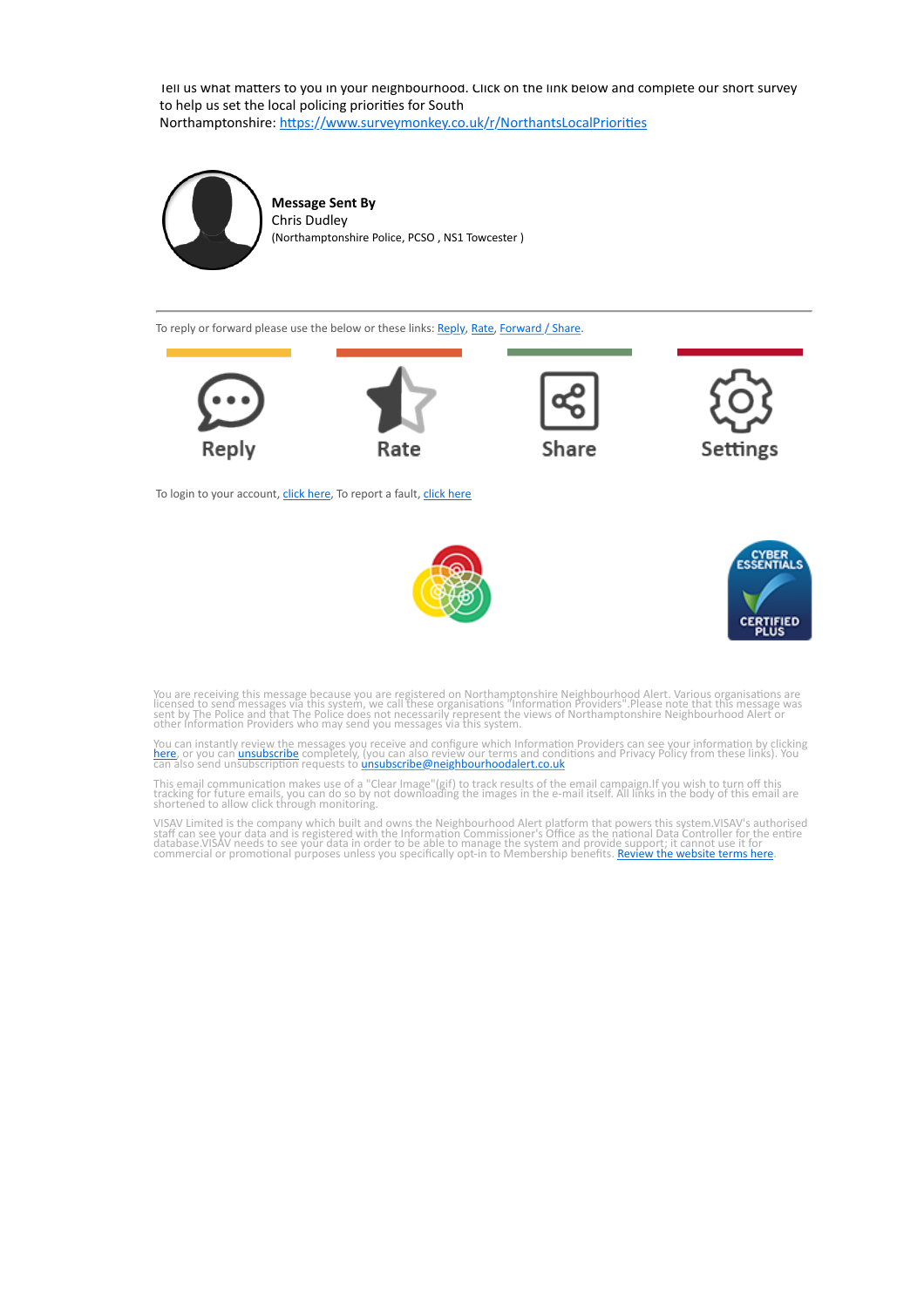Tell us what matters to you in your neighbourhood. Click on the link below and complete our short survey to help us set the local policing priorities for South Northamptonshire: [https://www.surveymonkey.co.uk/r/NorthantsLocalPriorities](https://www.surveymonkey.co.uk/r/NorthantsLocalPriorities)

**Message Sent By**
Chris Dudley
(Northamptonshire Police, PCSO , NS1 Towcester )

---

To reply or forward please use the below or these links: Reply, Rate, Forward / Share.

Reply | Rate | Share | Settings

To login to your account, click here, To report a fault, click here

CYBER ESSENTIALS CERTIFIED PLUS

You are receiving this message because you are registered on Northamptonshire Neighbourhood Alert. Various organisations are licensed to send messages via this system, we call these organisations "Information Providers".Please note that this message was sent by The Police and that The Police does not necessarily represent the views of Northamptonshire Neighbourhood Alert or other Information Providers who may send you messages via this system.

You can instantly review the messages you receive and configure which Information Providers can see your information by clicking here, or you can unsubscribe completely, (you can also review our terms and conditions and Privacy Policy from these links). You can also send unsubscription requests to unsubscribe@neighbourhoodalert.co.uk

This email communication makes use of a "Clear Image"(gif) to track results of the email campaign.If you wish to turn off this tracking for future emails, you can do so by not downloading the images in the e-mail itself. All links in the body of this email are shortened to allow click through monitoring.

VISAV Limited is the company which built and owns the Neighbourhood Alert platform that powers this system.VISAV's authorised staff can see your data and is registered with the Information Commissioner's Office as the national Data Controller for the entire database.VISAV needs to see your data in order to be able to manage the system and provide support; it cannot use it for commercial or promotional purposes unless you specifically opt-in to Membership benefits. Review the website terms here.